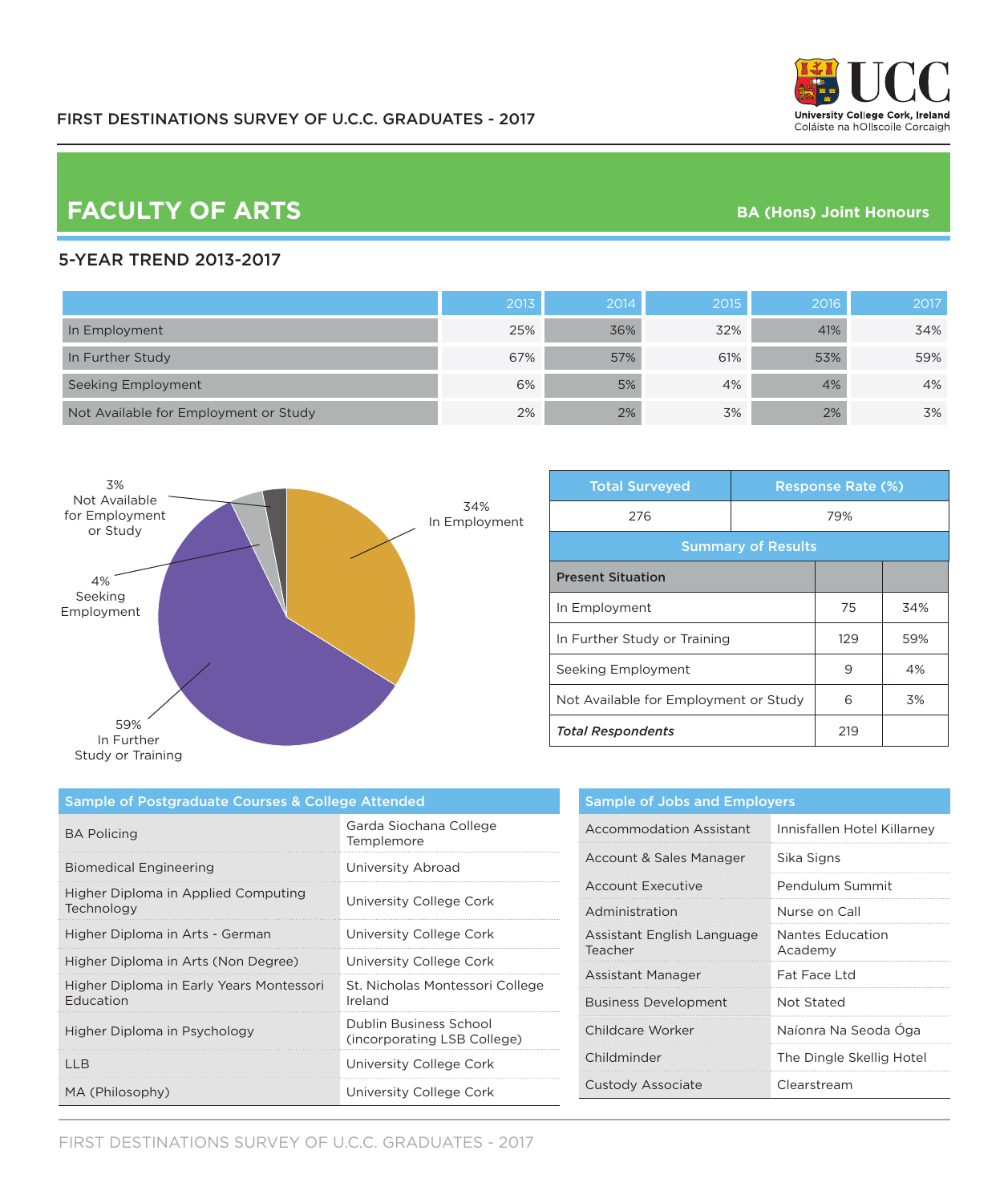FIRST DESTINATIONS SURVEY OF U.C.C. GRADUATES - 2017

# FACULTY OF ARTS

**BA (Hons) Joint Honours**

## 5-YEAR TREND 2013-2017

| | 2013 | 2014 | 2015 | 2016 | 2017 |
|---|---|---|---|---|---|
| In Employment | 25% | 36% | 32% | 41% | 34% |
| In Further Study | 67% | 57% | 61% | 53% | 59% |
| Seeking Employment | 6% | 5% | 4% | 4% | 4% |
| Not Available for Employment or Study | 2% | 2% | 3% | 2% | 3% |

3% Not Available for Employment or Study

34% In Employment

4% Seeking Employment

59% In Further Study or Training

| Total Surveyed | Response Rate (%) |
|---|---|
| 276 | 79% |

**Summary of Results**

| Present Situation | | |
|---|---|---|
| In Employment | 75 | 34% |
| In Further Study or Training | 129 | 59% |
| Seeking Employment | 9 | 4% |
| Not Available for Employment or Study | 6 | 3% |
| ***Total Respondents*** | 219 | |

**Sample of Postgraduate Courses & College Attended**

| Course | College |
|---|---|
| BA Policing | Garda Siochana College Templemore |
| Biomedical Engineering | University Abroad |
| Higher Diploma in Applied Computing Technology | University College Cork |
| Higher Diploma in Arts - German | University College Cork |
| Higher Diploma in Arts (Non Degree) | University College Cork |
| Higher Diploma in Early Years Montessori Education | St. Nicholas Montessori College Ireland |
| Higher Diploma in Psychology | Dublin Business School (incorporating LSB College) |
| LLB | University College Cork |
| MA (Philosophy) | University College Cork |

**Sample of Jobs and Employers**

| Job | Employer |
|---|---|
| Accommodation Assistant | Innisfallen Hotel Killarney |
| Account & Sales Manager | Sika Signs |
| Account Executive | Pendulum Summit |
| Administration | Nurse on Call |
| Assistant English Language Teacher | Nantes Education Academy |
| Assistant Manager | Fat Face Ltd |
| Business Development | Not Stated |
| Childcare Worker | Naíonra Na Seoda Óga |
| Childminder | The Dingle Skellig Hotel |
| Custody Associate | Clearstream |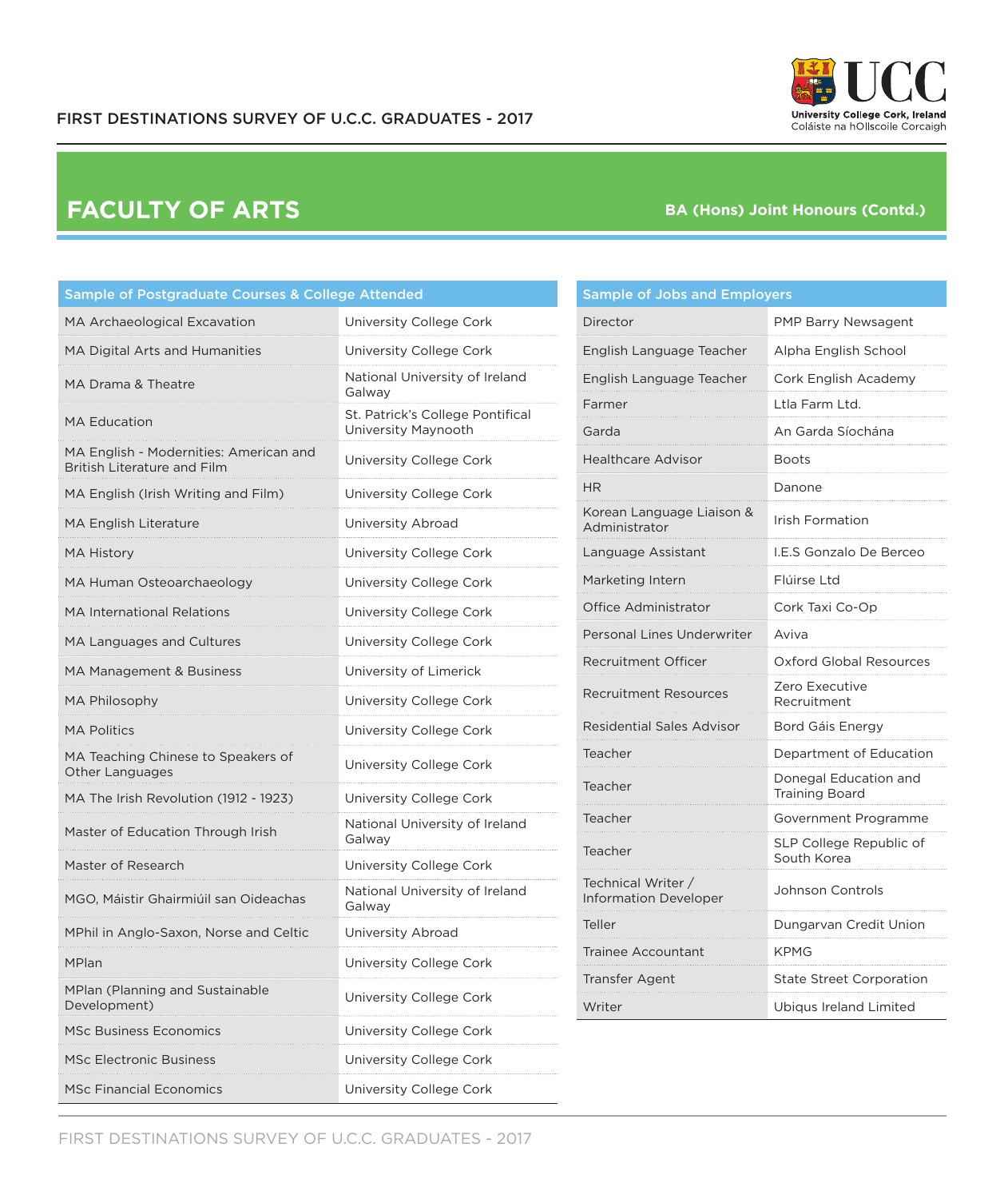# FACULTY OF ARTS

## BA (Hons) Joint Honours (Contd.)

| Sample of Postgraduate Courses & College Attended | |
|---|---|
| MA Archaeological Excavation | University College Cork |
| MA Digital Arts and Humanities | University College Cork |
| MA Drama & Theatre | National University of Ireland Galway |
| MA Education | St. Patrick's College Pontifical University Maynooth |
| MA English - Modernities: American and British Literature and Film | University College Cork |
| MA English (Irish Writing and Film) | University College Cork |
| MA English Literature | University Abroad |
| MA History | University College Cork |
| MA Human Osteoarchaeology | University College Cork |
| MA International Relations | University College Cork |
| MA Languages and Cultures | University College Cork |
| MA Management & Business | University of Limerick |
| MA Philosophy | University College Cork |
| MA Politics | University College Cork |
| MA Teaching Chinese to Speakers of Other Languages | University College Cork |
| MA The Irish Revolution (1912 - 1923) | University College Cork |
| Master of Education Through Irish | National University of Ireland Galway |
| Master of Research | University College Cork |
| MGO, Máistir Ghairmiúil san Oideachas | National University of Ireland Galway |
| MPhil in Anglo-Saxon, Norse and Celtic | University Abroad |
| MPlan | University College Cork |
| MPlan (Planning and Sustainable Development) | University College Cork |
| MSc Business Economics | University College Cork |
| MSc Electronic Business | University College Cork |
| MSc Financial Economics | University College Cork |

| Sample of Jobs and Employers | |
|---|---|
| Director | PMP Barry Newsagent |
| English Language Teacher | Alpha English School |
| English Language Teacher | Cork English Academy |
| Farmer | Ltla Farm Ltd. |
| Garda | An Garda Síochána |
| Healthcare Advisor | Boots |
| HR | Danone |
| Korean Language Liaison & Administrator | Irish Formation |
| Language Assistant | I.E.S Gonzalo De Berceo |
| Marketing Intern | Flúirse Ltd |
| Office Administrator | Cork Taxi Co-Op |
| Personal Lines Underwriter | Aviva |
| Recruitment Officer | Oxford Global Resources |
| Recruitment Resources | Zero Executive Recruitment |
| Residential Sales Advisor | Bord Gáis Energy |
| Teacher | Department of Education |
| Teacher | Donegal Education and Training Board |
| Teacher | Government Programme |
| Teacher | SLP College Republic of South Korea |
| Technical Writer / Information Developer | Johnson Controls |
| Teller | Dungarvan Credit Union |
| Trainee Accountant | KPMG |
| Transfer Agent | State Street Corporation |
| Writer | Ubiqus Ireland Limited |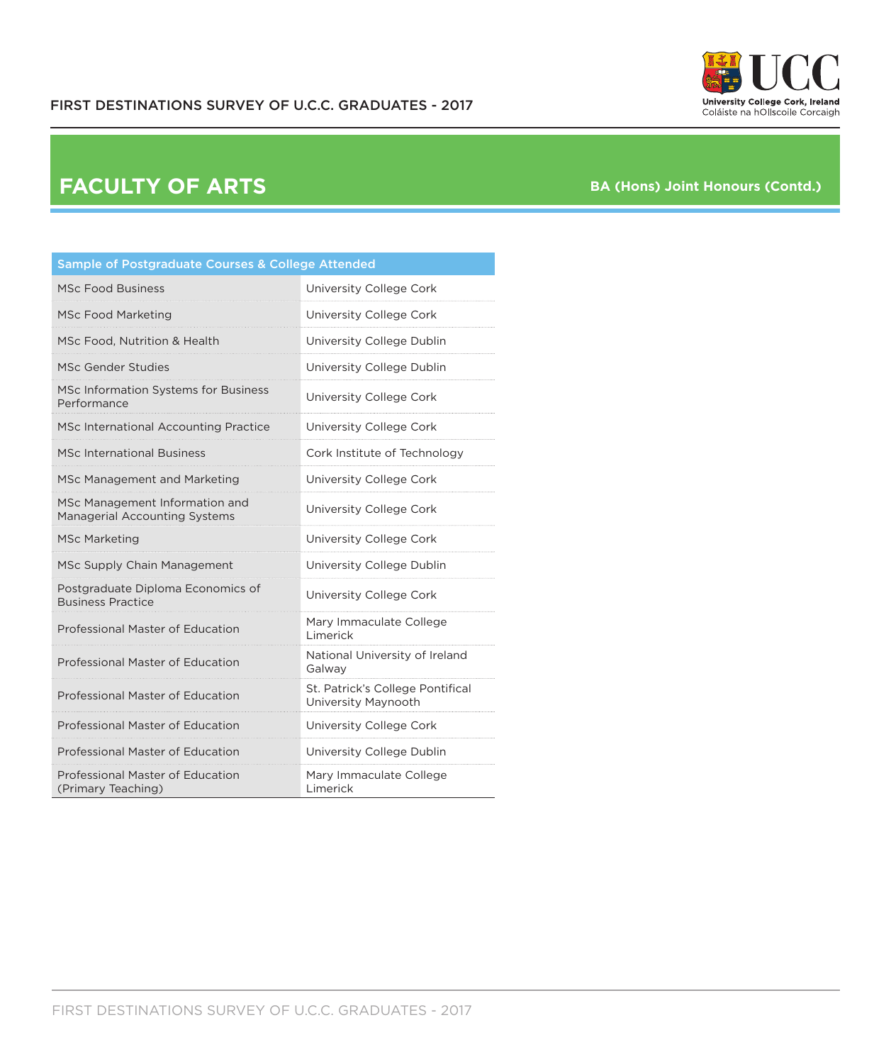# FACULTY OF ARTS

**BA (Hons) Joint Honours (Contd.)**

| Sample of Postgraduate Courses & College Attended | |
|---|---|
| MSc Food Business | University College Cork |
| MSc Food Marketing | University College Cork |
| MSc Food, Nutrition & Health | University College Dublin |
| MSc Gender Studies | University College Dublin |
| MSc Information Systems for Business Performance | University College Cork |
| MSc International Accounting Practice | University College Cork |
| MSc International Business | Cork Institute of Technology |
| MSc Management and Marketing | University College Cork |
| MSc Management Information and Managerial Accounting Systems | University College Cork |
| MSc Marketing | University College Cork |
| MSc Supply Chain Management | University College Dublin |
| Postgraduate Diploma Economics of Business Practice | University College Cork |
| Professional Master of Education | Mary Immaculate College Limerick |
| Professional Master of Education | National University of Ireland Galway |
| Professional Master of Education | St. Patrick's College Pontifical University Maynooth |
| Professional Master of Education | University College Cork |
| Professional Master of Education | University College Dublin |
| Professional Master of Education (Primary Teaching) | Mary Immaculate College Limerick |